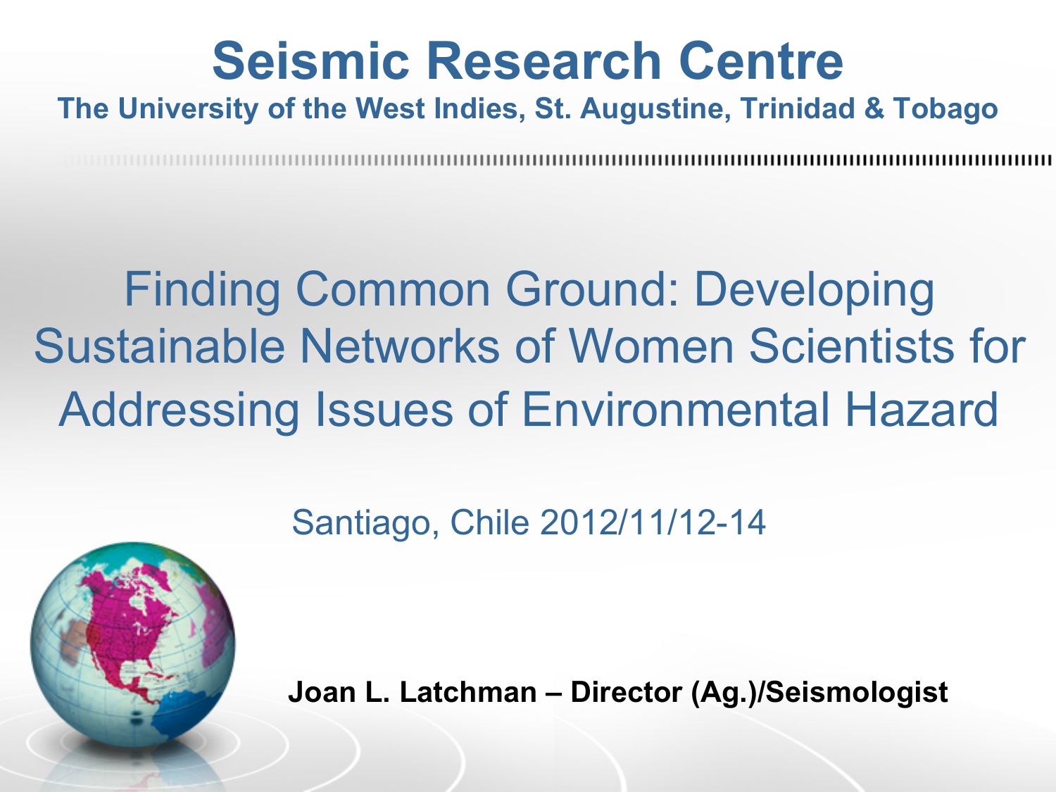# Seismic Research Centre

**The University of the West Indies, St. Augustine, Trinidad & Tobago**

## Finding Common Ground: Developing Sustainable Networks of Women Scientists for Addressing Issues of Environmental Hazard

Santiago, Chile 2012/11/12-14

**Joan L. Latchman – Director (Ag.)/Seismologist**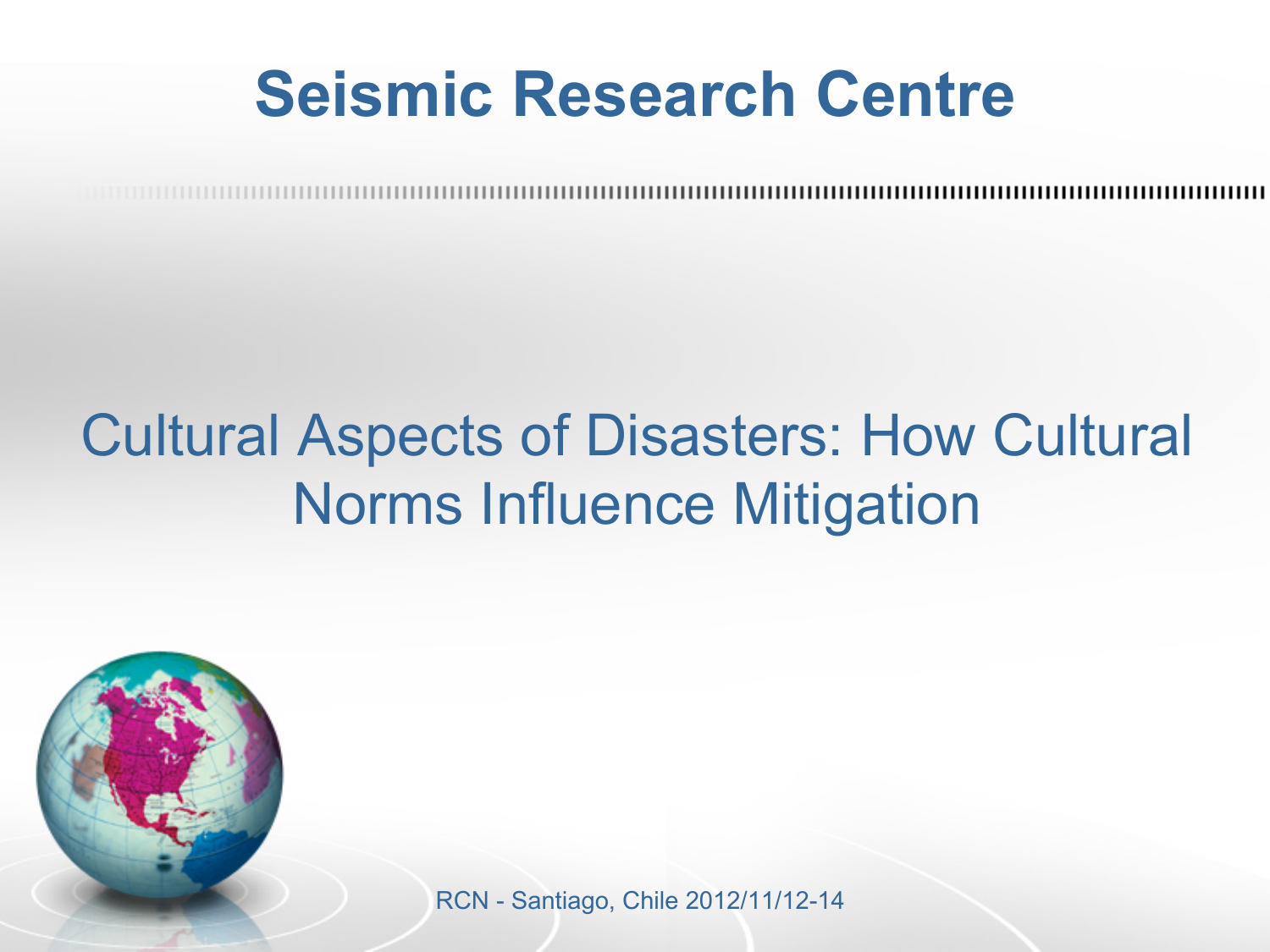# Seismic Research Centre

## Cultural Aspects of Disasters: How Cultural Norms Influence Mitigation

RCN - Santiago, Chile 2012/11/12-14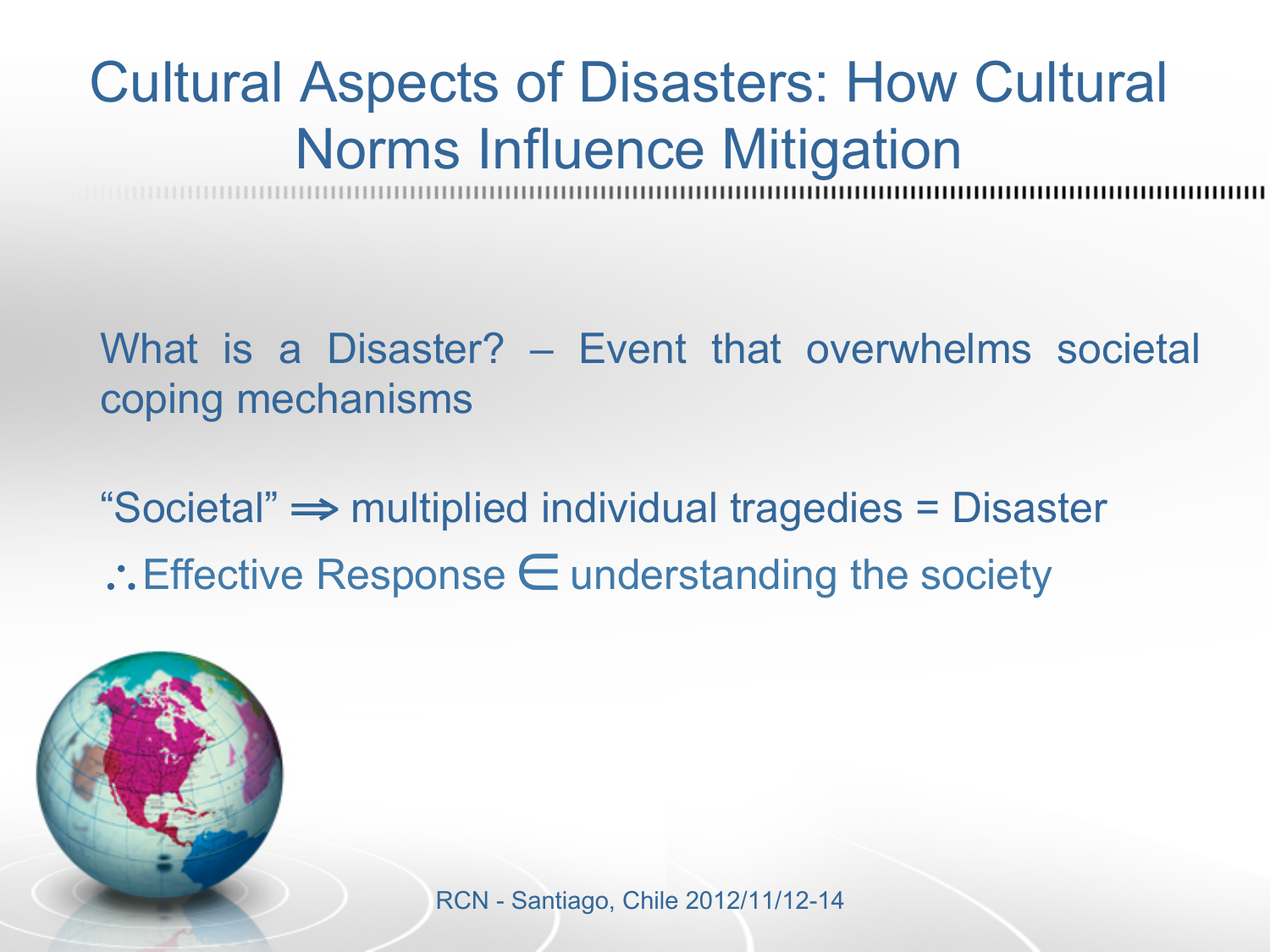# Cultural Aspects of Disasters: How Cultural Norms Influence Mitigation

What is a Disaster? – Event that overwhelms societal coping mechanisms

"Societal" $\Rightarrow$ multiplied individual tragedies = Disaster

$\therefore$ Effective Response $\in$ understanding the society

RCN - Santiago, Chile 2012/11/12-14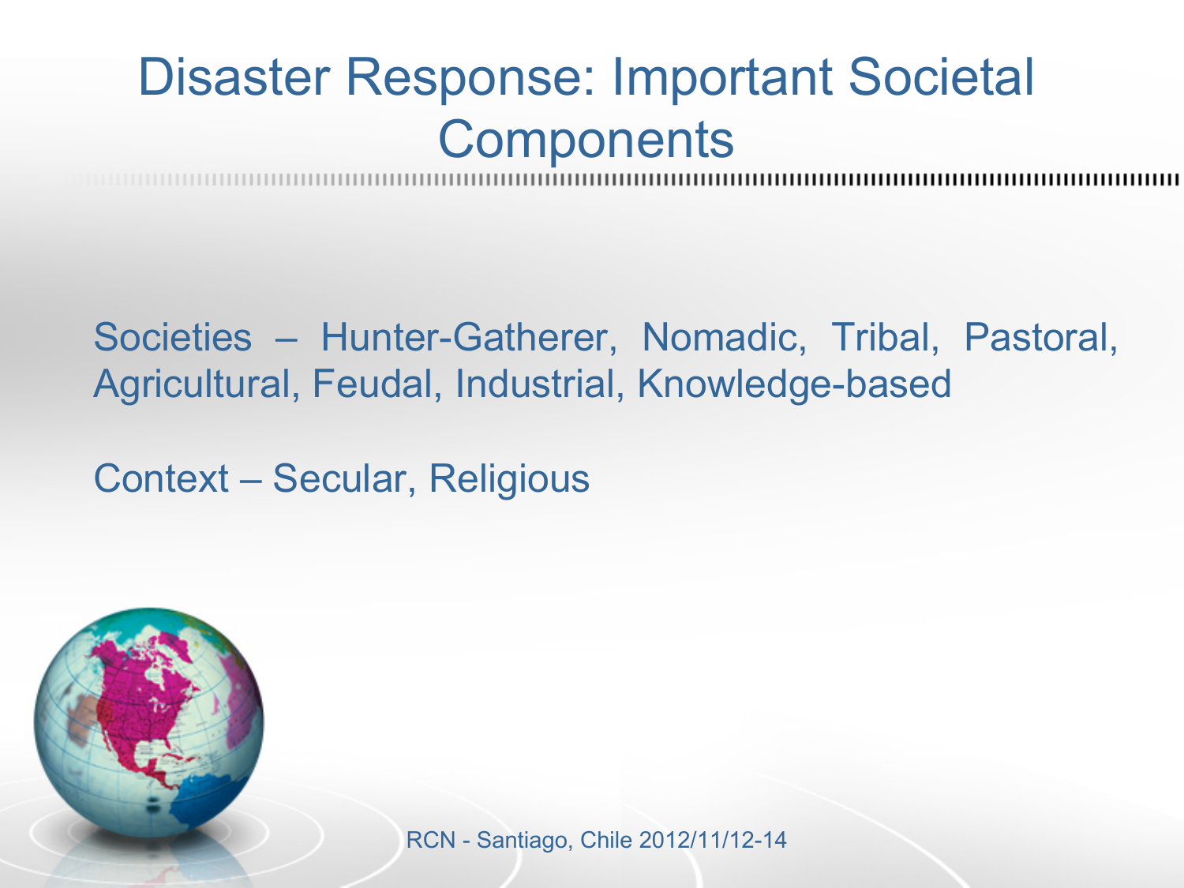# Disaster Response: Important Societal Components

Societies – Hunter-Gatherer, Nomadic, Tribal, Pastoral, Agricultural, Feudal, Industrial, Knowledge-based

Context – Secular, Religious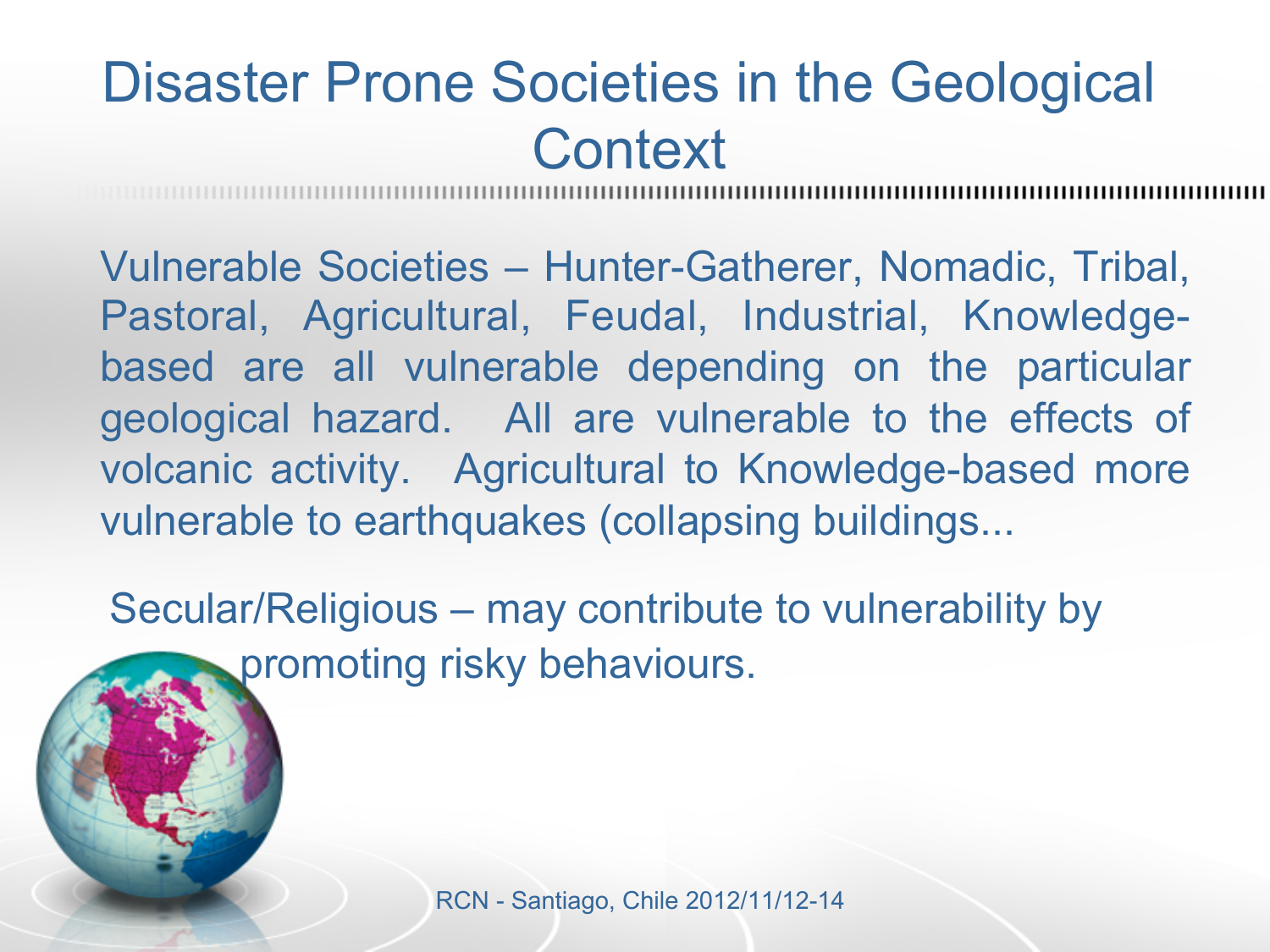# Disaster Prone Societies in the Geological Context

Vulnerable Societies – Hunter-Gatherer, Nomadic, Tribal, Pastoral, Agricultural, Feudal, Industrial, Knowledge-based are all vulnerable depending on the particular geological hazard. All are vulnerable to the effects of volcanic activity. Agricultural to Knowledge-based more vulnerable to earthquakes (collapsing buildings...

Secular/Religious – may contribute to vulnerability by promoting risky behaviours.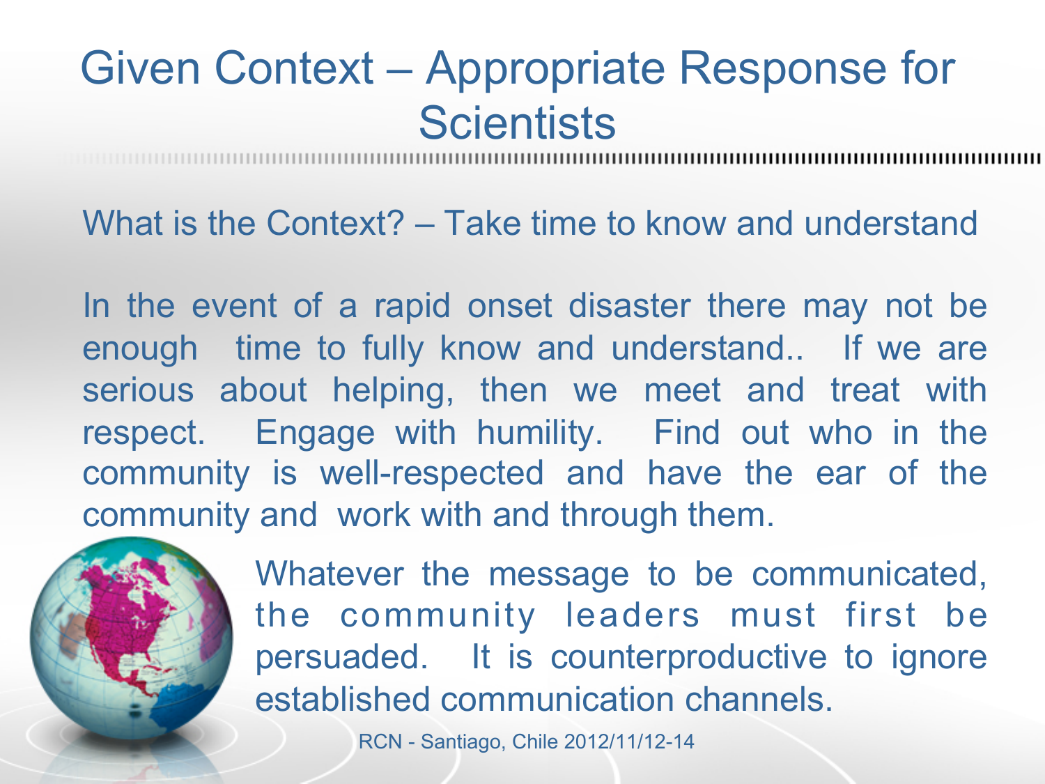# Given Context – Appropriate Response for Scientists

What is the Context? – Take time to know and understand

In the event of a rapid onset disaster there may not be enough time to fully know and understand.. If we are serious about helping, then we meet and treat with respect. Engage with humility. Find out who in the community is well-respected and have the ear of the community and work with and through them.

Whatever the message to be communicated, the community leaders must first be persuaded. It is counterproductive to ignore established communication channels.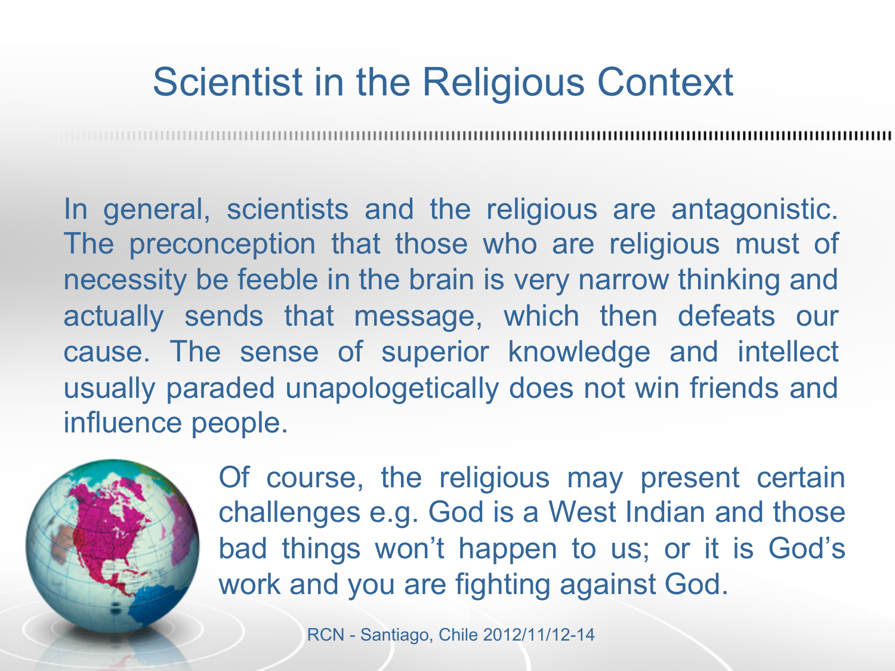# Scientist in the Religious Context

In general, scientists and the religious are antagonistic. The preconception that those who are religious must of necessity be feeble in the brain is very narrow thinking and actually sends that message, which then defeats our cause. The sense of superior knowledge and intellect usually paraded unapologetically does not win friends and influence people.

Of course, the religious may present certain challenges e.g. God is a West Indian and those bad things won't happen to us; or it is God's work and you are fighting against God.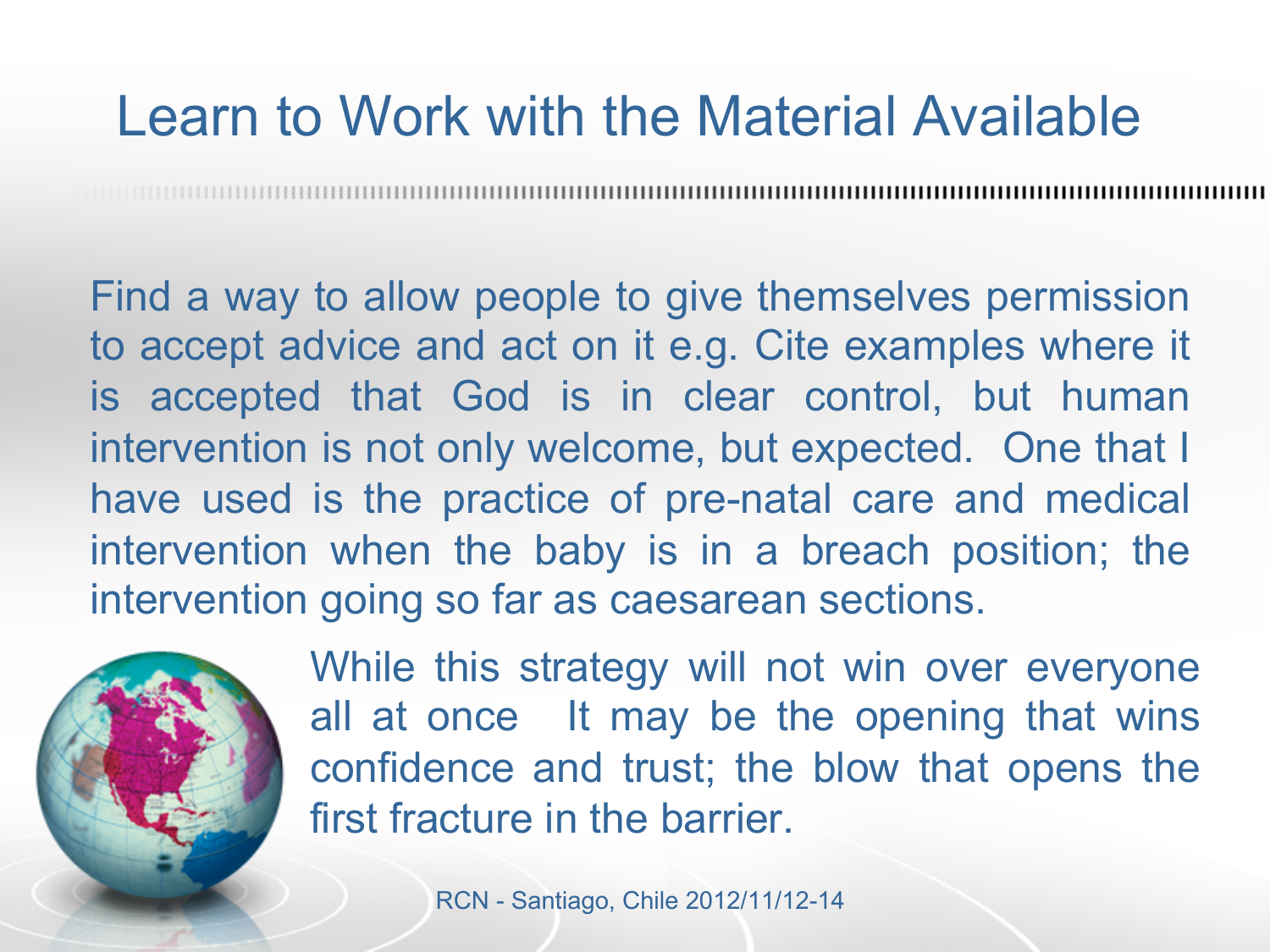# Learn to Work with the Material Available

Find a way to allow people to give themselves permission to accept advice and act on it e.g. Cite examples where it is accepted that God is in clear control, but human intervention is not only welcome, but expected. One that I have used is the practice of pre-natal care and medical intervention when the baby is in a breach position; the intervention going so far as caesarean sections.

While this strategy will not win over everyone all at once It may be the opening that wins confidence and trust; the blow that opens the first fracture in the barrier.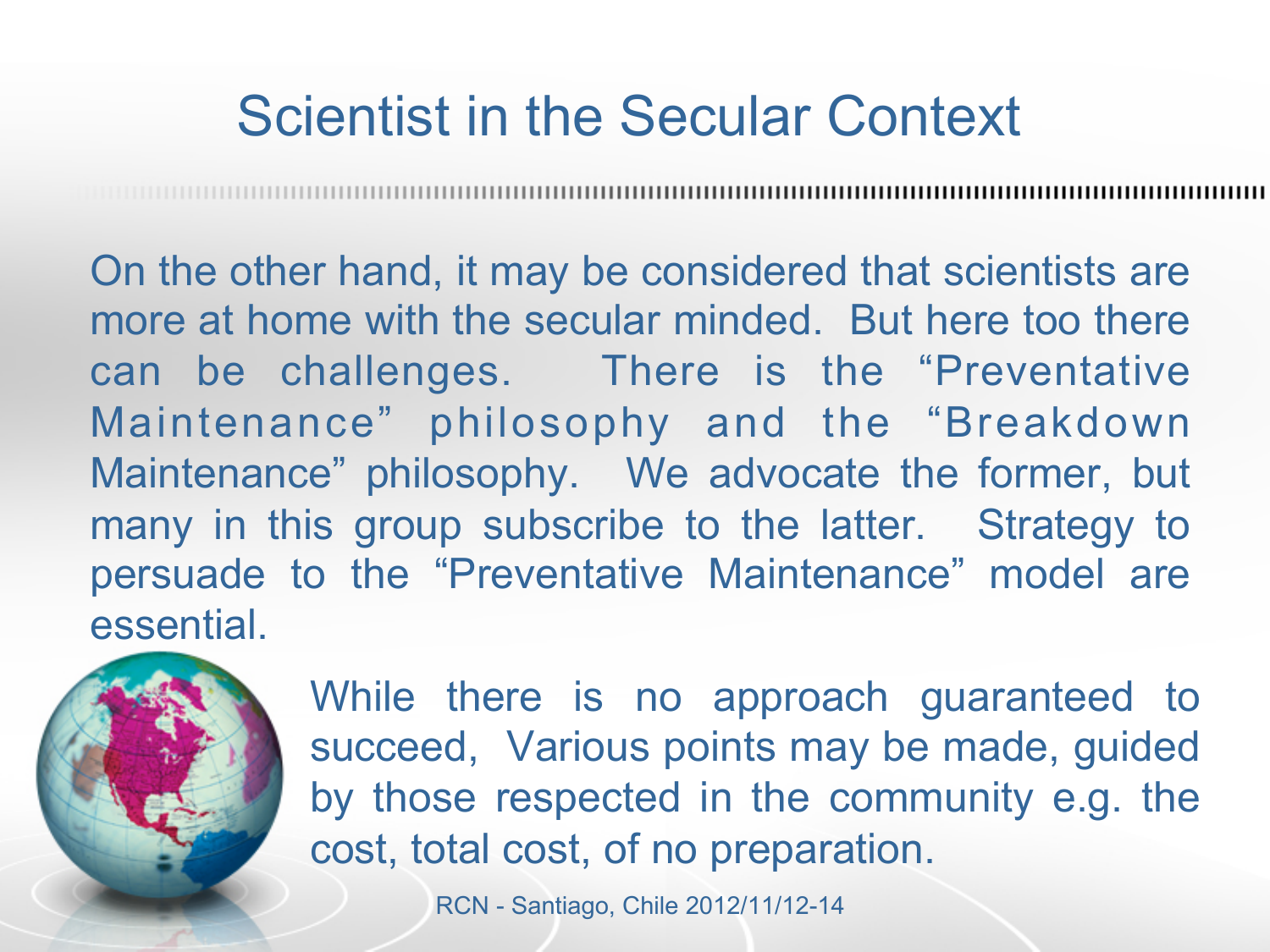# Scientist in the Secular Context

On the other hand, it may be considered that scientists are more at home with the secular minded. But here too there can be challenges. There is the "Preventative Maintenance" philosophy and the "Breakdown Maintenance" philosophy. We advocate the former, but many in this group subscribe to the latter. Strategy to persuade to the "Preventative Maintenance" model are essential.

While there is no approach guaranteed to succeed, Various points may be made, guided by those respected in the community e.g. the cost, total cost, of no preparation.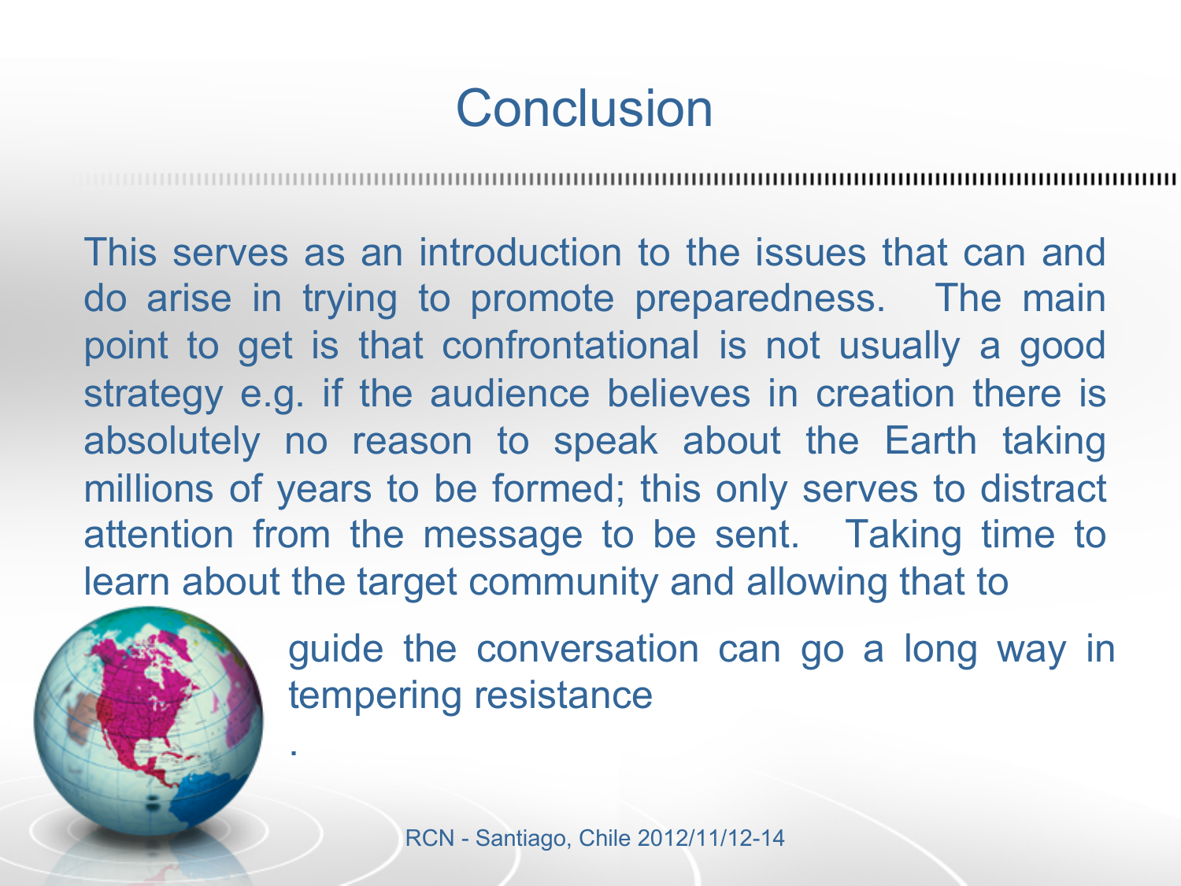# Conclusion

This serves as an introduction to the issues that can and do arise in trying to promote preparedness. The main point to get is that confrontational is not usually a good strategy e.g. if the audience believes in creation there is absolutely no reason to speak about the Earth taking millions of years to be formed; this only serves to distract attention from the message to be sent. Taking time to learn about the target community and allowing that to guide the conversation can go a long way in tempering resistance

.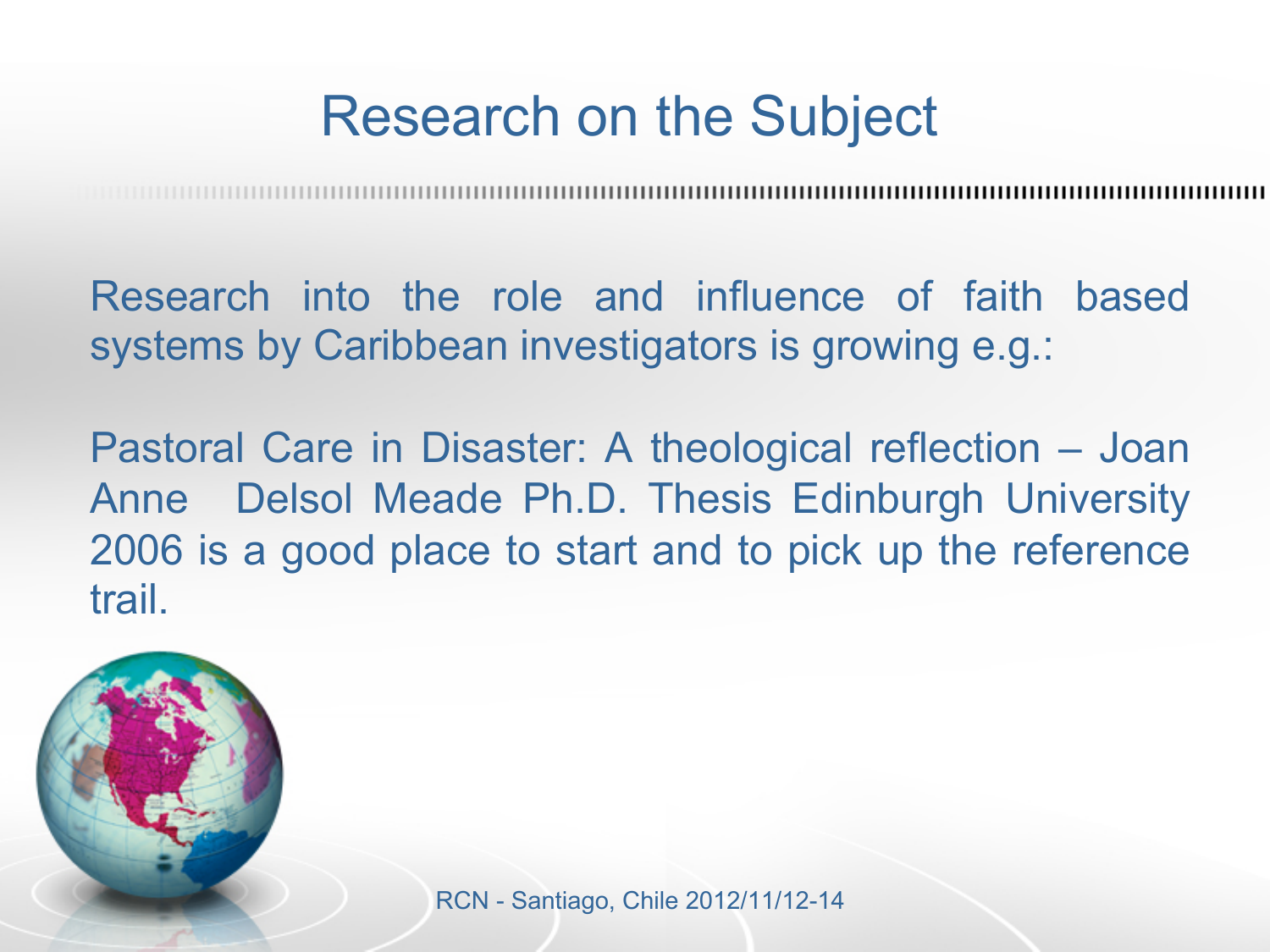# Research on the Subject

Research into the role and influence of faith based systems by Caribbean investigators is growing e.g.:

Pastoral Care in Disaster: A theological reflection – Joan Anne Delsol Meade Ph.D. Thesis Edinburgh University 2006 is a good place to start and to pick up the reference trail.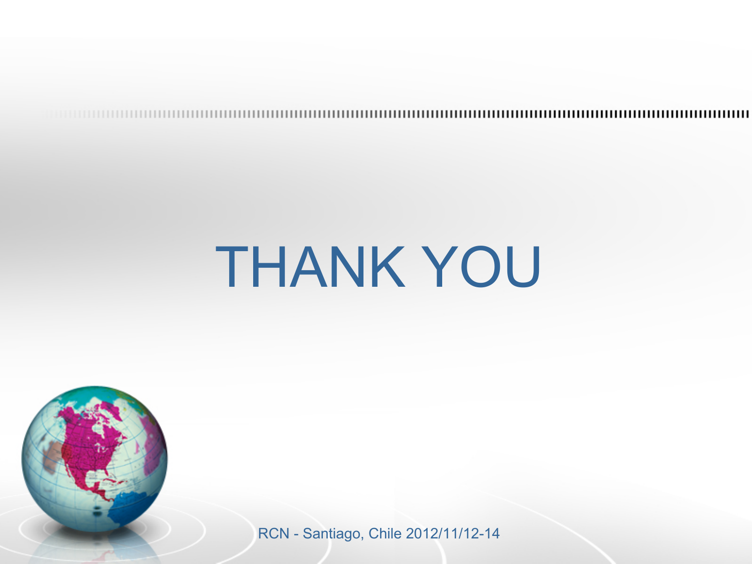# THANK YOU

RCN - Santiago, Chile 2012/11/12-14